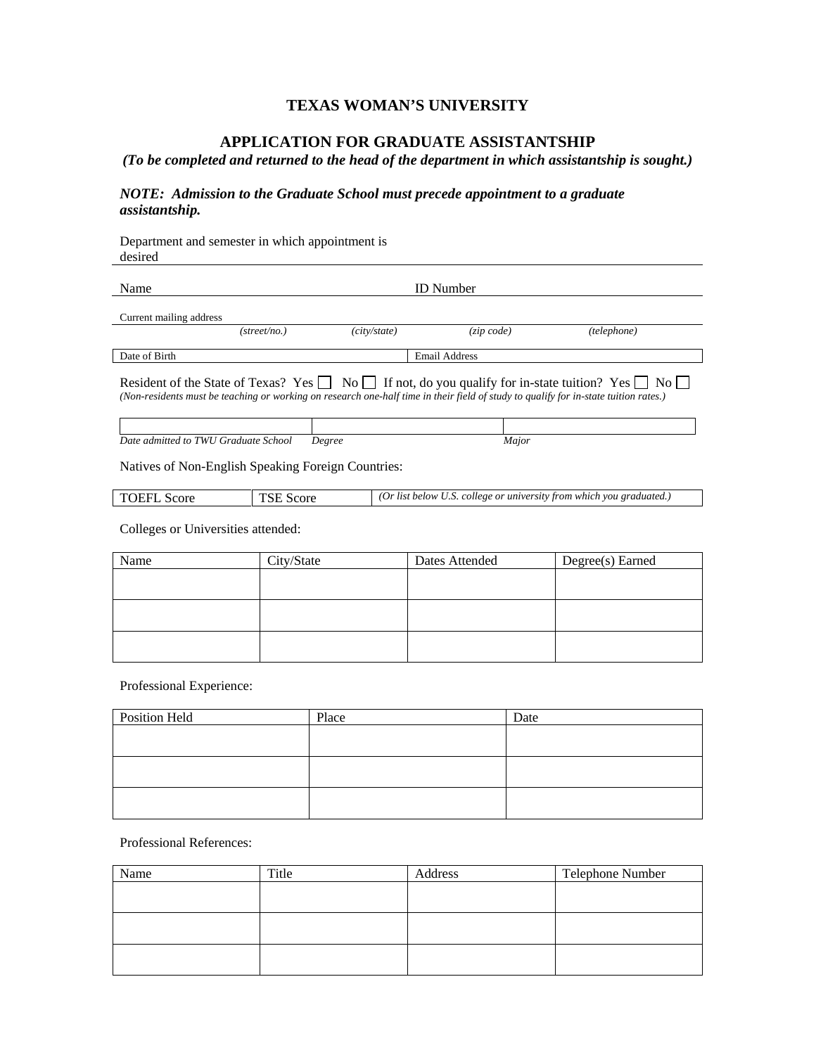# TEXAS WOMAN'S UNIVERSITY

## APPLICATION FOR GRADUATE ASSISTANTSHIP

***(To be completed and returned to the head of the department in which assistantship is sought.)***

***NOTE: Admission to the Graduate School must precede appointment to a graduate assistantship.***

Department and semester in which appointment is desired

Name ID Number

Current mailing address
*(street/no.)* *(city/state)* *(zip code)* *(telephone)*

| Date of Birth | Email Address |
|---|---|

Resident of the State of Texas? Yes ☐ No ☐ If not, do you qualify for in-state tuition? Yes ☐ No ☐
*(Non-residents must be teaching or working on research one-half time in their field of study to qualify for in-state tuition rates.)*

| | | |
|---|---|---|
| *Date admitted to TWU Graduate School* | *Degree* | *Major* |

Natives of Non-English Speaking Foreign Countries:

| TOEFL Score | TSE Score | *(Or list below U.S. college or university from which you graduated.)* |
|---|---|---|

Colleges or Universities attended:

| Name | City/State | Dates Attended | Degree(s) Earned |
|---|---|---|---|
| | | | |
| | | | |
| | | | |

Professional Experience:

| Position Held | Place | Date |
|---|---|---|
| | | |
| | | |
| | | |

Professional References:

| Name | Title | Address | Telephone Number |
|---|---|---|---|
| | | | |
| | | | |
| | | | |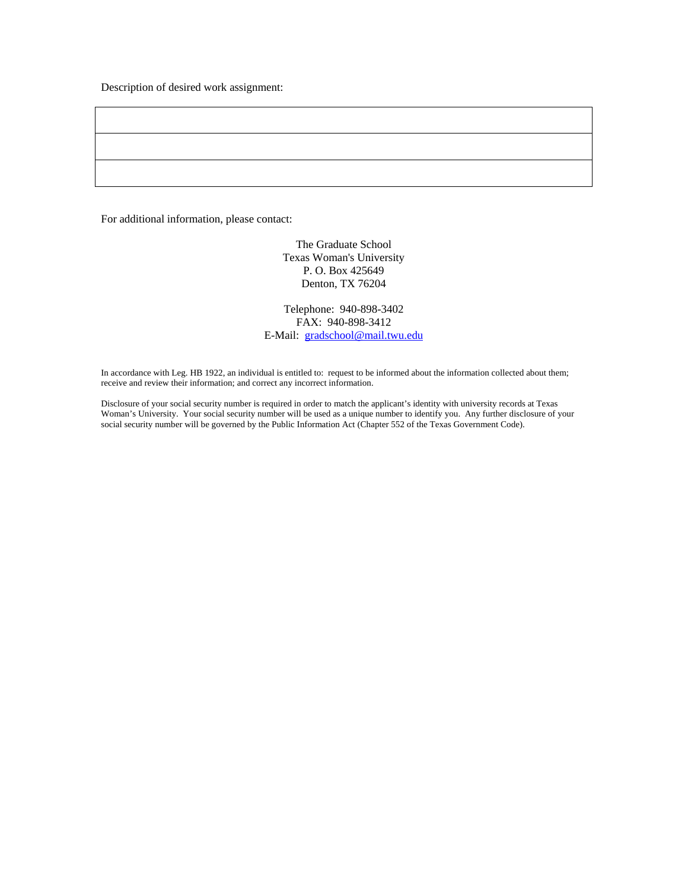Description of desired work assignment:

| |
|---|
| |
| |
| |

For additional information, please contact:

The Graduate School
Texas Woman's University
P. O. Box 425649
Denton, TX 76204

Telephone: 940-898-3402
FAX: 940-898-3412
E-Mail: gradschool@mail.twu.edu

In accordance with Leg. HB 1922, an individual is entitled to: request to be informed about the information collected about them; receive and review their information; and correct any incorrect information.

Disclosure of your social security number is required in order to match the applicant's identity with university records at Texas Woman's University. Your social security number will be used as a unique number to identify you. Any further disclosure of your social security number will be governed by the Public Information Act (Chapter 552 of the Texas Government Code).